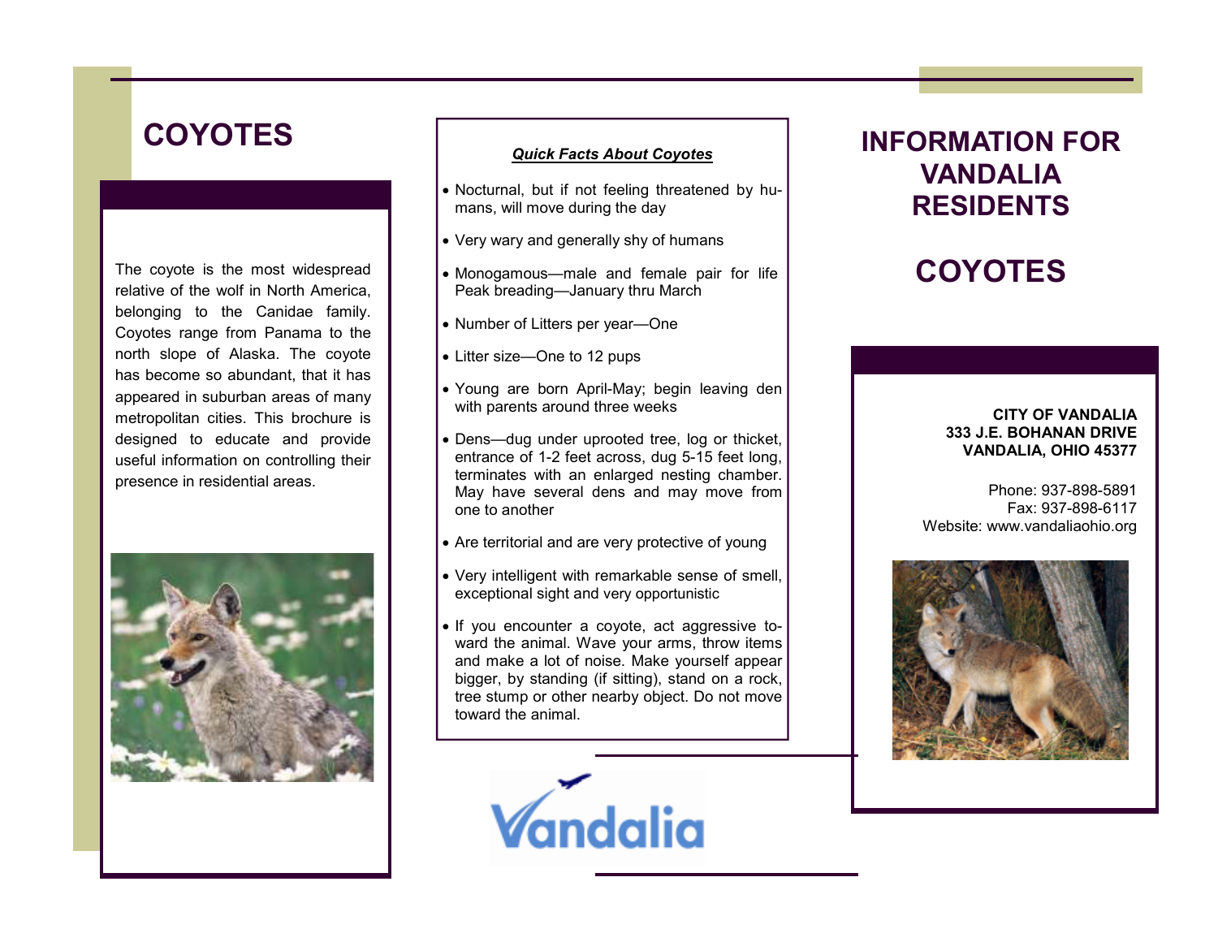# COYOTES

The coyote is the most widespread relative of the wolf in North America, belonging to the Canidae family. Coyotes range from Panama to the north slope of Alaska. The coyote has become so abundant, that it has appeared in suburban areas of many metropolitan cities. This brochure is designed to educate and provide useful information on controlling their presence in residential areas.

***Quick Facts About Coyotes***

- Nocturnal, but if not feeling threatened by humans, will move during the day
- Very wary and generally shy of humans
- Monogamous—male and female pair for life Peak breading—January thru March
- Number of Litters per year—One
- Litter size—One to 12 pups
- Young are born April-May; begin leaving den with parents around three weeks
- Dens—dug under uprooted tree, log or thicket, entrance of 1-2 feet across, dug 5-15 feet long, terminates with an enlarged nesting chamber. May have several dens and may move from one to another
- Are territorial and are very protective of young
- Very intelligent with remarkable sense of smell, exceptional sight and very opportunistic
- If you encounter a coyote, act aggressive toward the animal. Wave your arms, throw items and make a lot of noise. Make yourself appear bigger, by standing (if sitting), stand on a rock, tree stump or other nearby object. Do not move toward the animal.

Vandalia

# INFORMATION FOR VANDALIA RESIDENTS

# COYOTES

**CITY OF VANDALIA**
**333 J.E. BOHANAN DRIVE**
**VANDALIA, OHIO 45377**

Phone: 937-898-5891
Fax: 937-898-6117
Website: www.vandaliaohio.org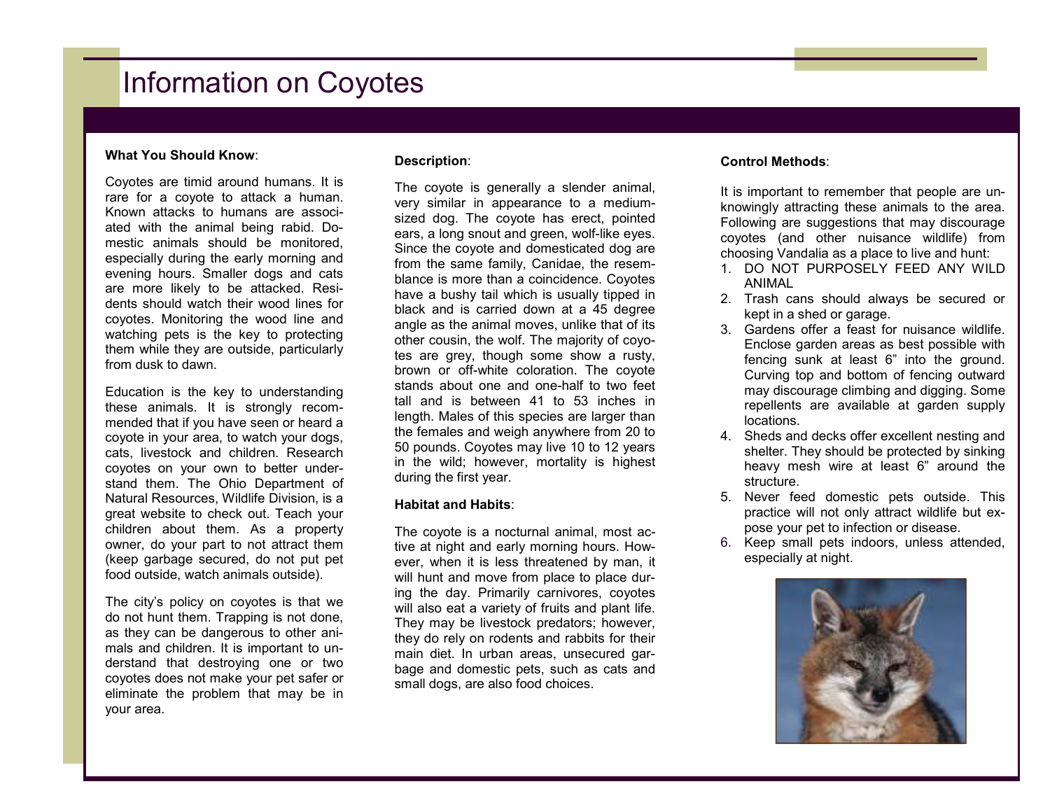# Information on Coyotes

**What You Should Know**:

Coyotes are timid around humans. It is rare for a coyote to attack a human. Known attacks to humans are associated with the animal being rabid. Domestic animals should be monitored, especially during the early morning and evening hours. Smaller dogs and cats are more likely to be attacked. Residents should watch their wood lines for coyotes. Monitoring the wood line and watching pets is the key to protecting them while they are outside, particularly from dusk to dawn.

Education is the key to understanding these animals. It is strongly recommended that if you have seen or heard a coyote in your area, to watch your dogs, cats, livestock and children. Research coyotes on your own to better understand them. The Ohio Department of Natural Resources, Wildlife Division, is a great website to check out. Teach your children about them. As a property owner, do your part to not attract them (keep garbage secured, do not put pet food outside, watch animals outside).

The city's policy on coyotes is that we do not hunt them. Trapping is not done, as they can be dangerous to other animals and children. It is important to understand that destroying one or two coyotes does not make your pet safer or eliminate the problem that may be in your area.

**Description**:

The coyote is generally a slender animal, very similar in appearance to a medium-sized dog. The coyote has erect, pointed ears, a long snout and green, wolf-like eyes. Since the coyote and domesticated dog are from the same family, Canidae, the resemblance is more than a coincidence. Coyotes have a bushy tail which is usually tipped in black and is carried down at a 45 degree angle as the animal moves, unlike that of its other cousin, the wolf. The majority of coyotes are grey, though some show a rusty, brown or off-white coloration. The coyote stands about one and one-half to two feet tall and is between 41 to 53 inches in length. Males of this species are larger than the females and weigh anywhere from 20 to 50 pounds. Coyotes may live 10 to 12 years in the wild; however, mortality is highest during the first year.

**Habitat and Habits**:

The coyote is a nocturnal animal, most active at night and early morning hours. However, when it is less threatened by man, it will hunt and move from place to place during the day. Primarily carnivores, coyotes will also eat a variety of fruits and plant life. They may be livestock predators; however, they do rely on rodents and rabbits for their main diet. In urban areas, unsecured garbage and domestic pets, such as cats and small dogs, are also food choices.

**Control Methods**:

It is important to remember that people are unknowingly attracting these animals to the area. Following are suggestions that may discourage coyotes (and other nuisance wildlife) from choosing Vandalia as a place to live and hunt:

1. DO NOT PURPOSELY FEED ANY WILD ANIMAL
2. Trash cans should always be secured or kept in a shed or garage.
3. Gardens offer a feast for nuisance wildlife. Enclose garden areas as best possible with fencing sunk at least 6" into the ground. Curving top and bottom of fencing outward may discourage climbing and digging. Some repellents are available at garden supply locations.
4. Sheds and decks offer excellent nesting and shelter. They should be protected by sinking heavy mesh wire at least 6" around the structure.
5. Never feed domestic pets outside. This practice will not only attract wildlife but expose your pet to infection or disease.
6. Keep small pets indoors, unless attended, especially at night.